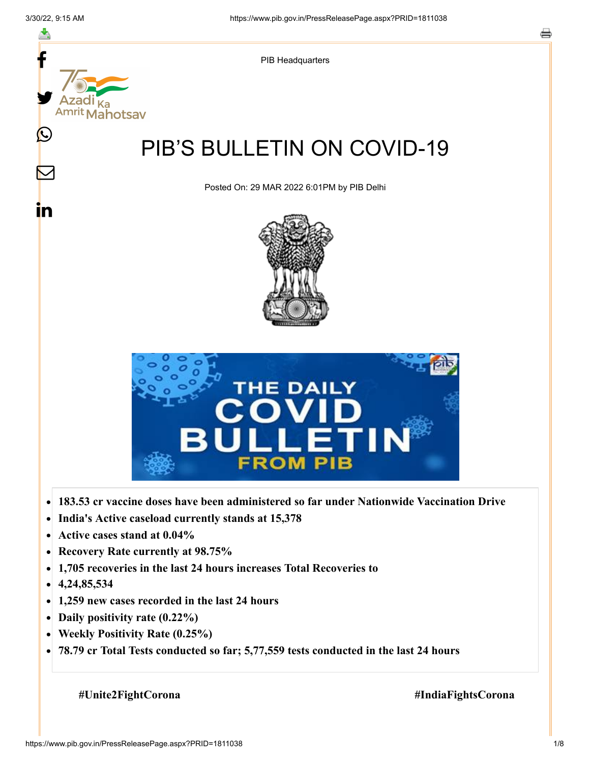PIB Headquarters

# PIB'S BULLETIN ON COVID-19

Posted On: 29 MAR 2022 6:01PM by PIB Delhi

- **183.53 cr vaccine doses have been administered so far under Nationwide Vaccination Drive**
- **India's Active caseload currently stands at 15,378**
- **Active cases stand at 0.04%**
- **Recovery Rate currently at 98.75%**
- **1,705 recoveries in the last 24 hours increases Total Recoveries to**
- **4,24,85,534**
- **1,259 new cases recorded in the last 24 hours**
- **Daily positivity rate (0.22%)**
- **Weekly Positivity Rate (0.25%)**
- **78.79 cr Total Tests conducted so far; 5,77,559 tests conducted in the last 24 hours**

**#Unite2FightCorona** **#IndiaFightsCorona**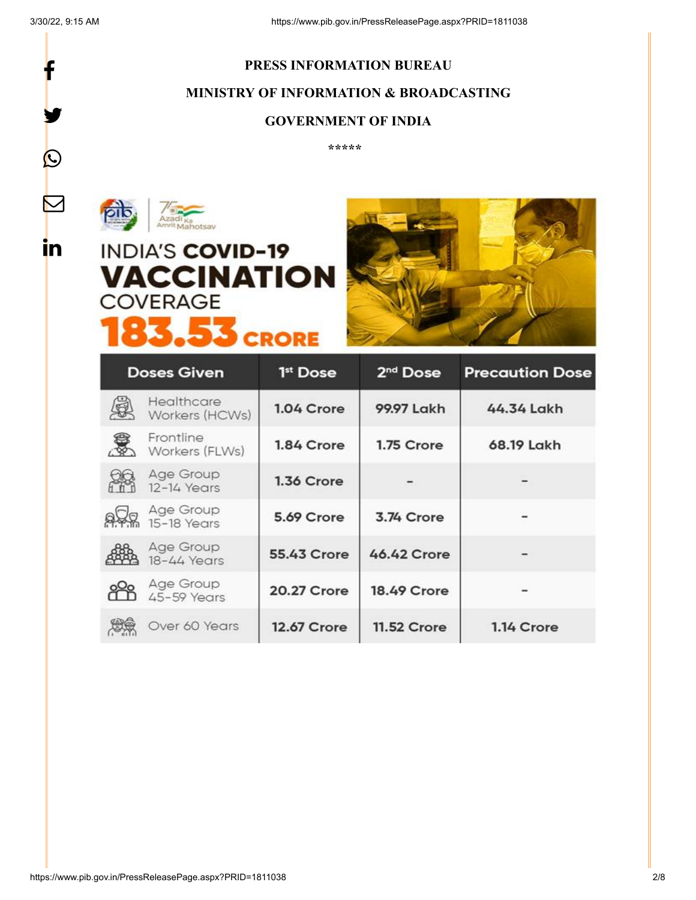**PRESS INFORMATION BUREAU**

**MINISTRY OF INFORMATION & BROADCASTING**

**GOVERNMENT OF INDIA**

\*\*\*\*\*

INDIA'S **COVID-19 VACCINATION** COVERAGE

**183.53 CRORE**

| Doses Given | 1st Dose | 2nd Dose | Precaution Dose |
|---|---|---|---|
| Healthcare Workers (HCWs) | 1.04 Crore | 99.97 Lakh | 44.34 Lakh |
| Frontline Workers (FLWs) | 1.84 Crore | 1.75 Crore | 68.19 Lakh |
| Age Group 12-14 Years | 1.36 Crore | - | - |
| Age Group 15-18 Years | 5.69 Crore | 3.74 Crore | - |
| Age Group 18-44 Years | 55.43 Crore | 46.42 Crore | - |
| Age Group 45-59 Years | 20.27 Crore | 18.49 Crore | - |
| Over 60 Years | 12.67 Crore | 11.52 Crore | 1.14 Crore |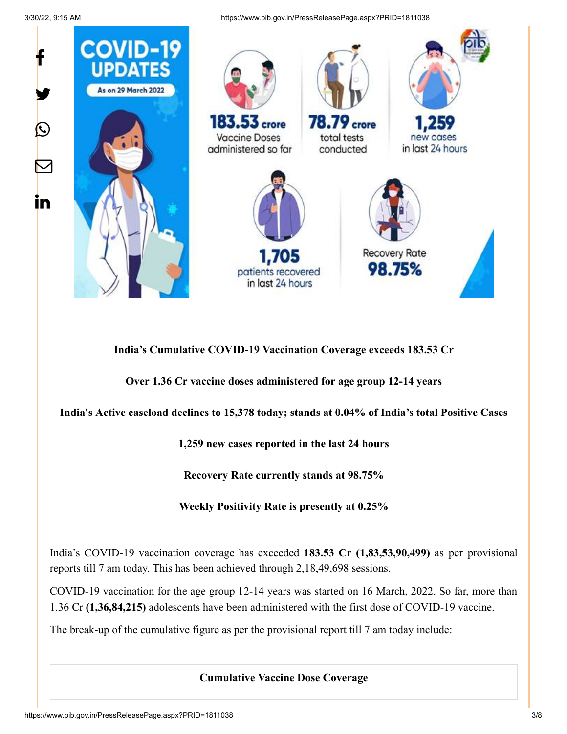**India's Cumulative COVID-19 Vaccination Coverage exceeds 183.53 Cr**

**Over 1.36 Cr vaccine doses administered for age group 12-14 years**

**India's Active caseload declines to 15,378 today; stands at 0.04% of India's total Positive Cases**

**1,259 new cases reported in the last 24 hours**

**Recovery Rate currently stands at 98.75%**

**Weekly Positivity Rate is presently at 0.25%**

India's COVID-19 vaccination coverage has exceeded **183.53 Cr (1,83,53,90,499)** as per provisional reports till 7 am today. This has been achieved through 2,18,49,698 sessions.

COVID-19 vaccination for the age group 12-14 years was started on 16 March, 2022. So far, more than 1.36 Cr **(1,36,84,215)** adolescents have been administered with the first dose of COVID-19 vaccine.

The break-up of the cumulative figure as per the provisional report till 7 am today include:

**Cumulative Vaccine Dose Coverage**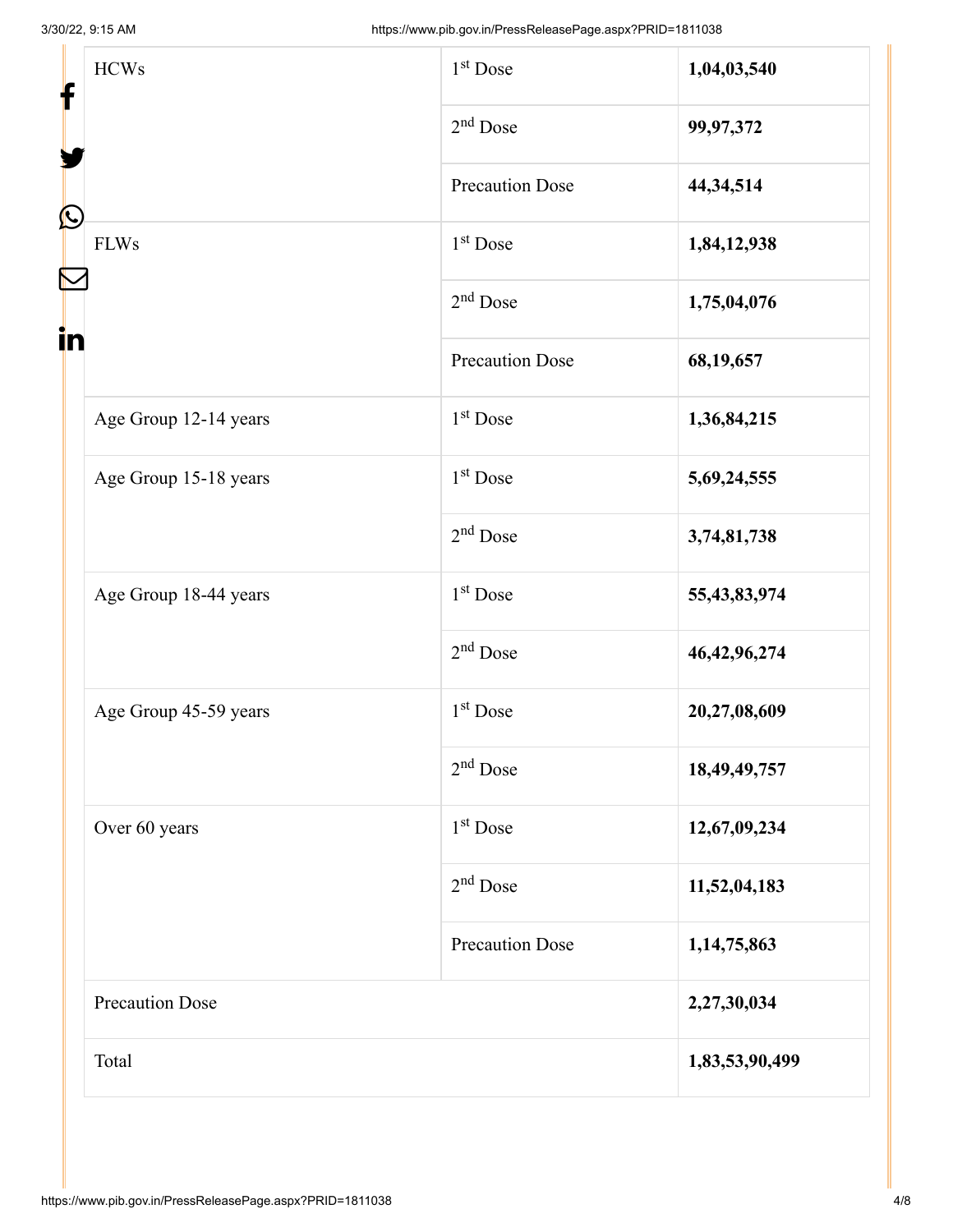| | | |
|---|---|---|
| HCWs | 1st Dose | **1,04,03,540** |
| | 2nd Dose | **99,97,372** |
| | Precaution Dose | **44,34,514** |
| FLWs | 1st Dose | **1,84,12,938** |
| | 2nd Dose | **1,75,04,076** |
| | Precaution Dose | **68,19,657** |
| Age Group 12-14 years | 1st Dose | **1,36,84,215** |
| Age Group 15-18 years | 1st Dose | **5,69,24,555** |
| | 2nd Dose | **3,74,81,738** |
| Age Group 18-44 years | 1st Dose | **55,43,83,974** |
| | 2nd Dose | **46,42,96,274** |
| Age Group 45-59 years | 1st Dose | **20,27,08,609** |
| | 2nd Dose | **18,49,49,757** |
| Over 60 years | 1st Dose | **12,67,09,234** |
| | 2nd Dose | **11,52,04,183** |
| | Precaution Dose | **1,14,75,863** |
| Precaution Dose | | **2,27,30,034** |
| Total | | **1,83,53,90,499** |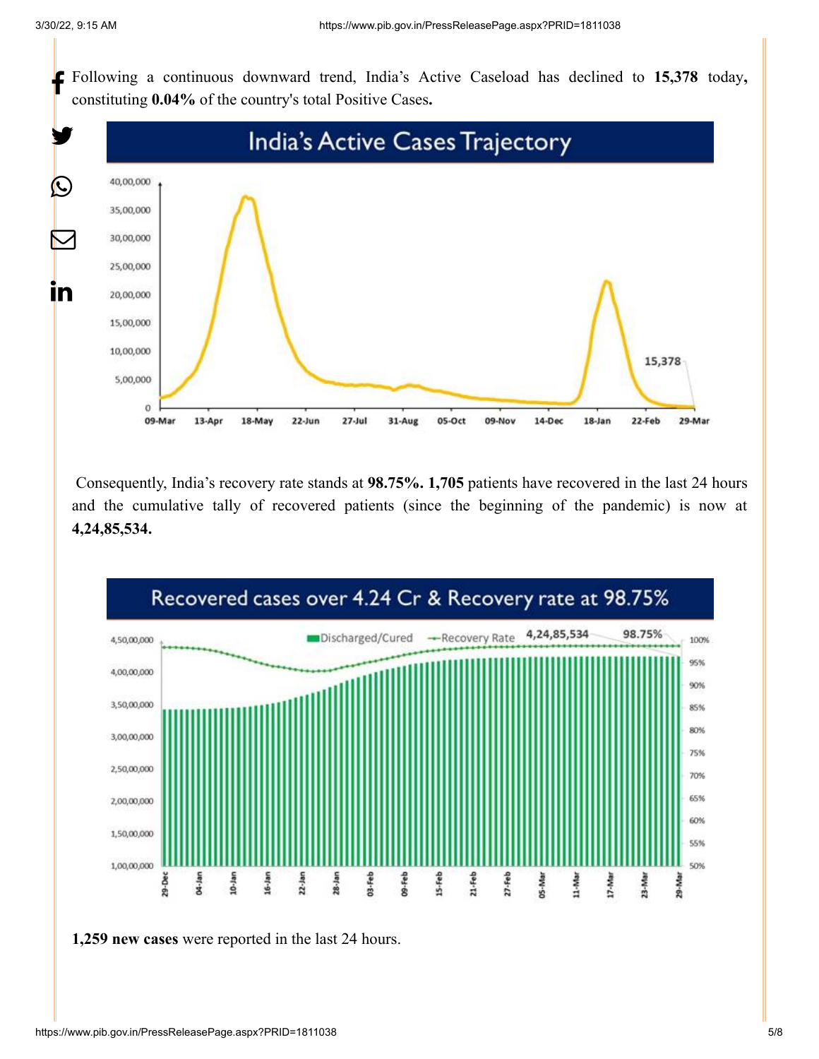Following a continuous downward trend, India's Active Caseload has declined to **15,378** today**,** constituting **0.04%** of the country's total Positive Cases**.**

Consequently, India's recovery rate stands at **98.75%. 1,705** patients have recovered in the last 24 hours and the cumulative tally of recovered patients (since the beginning of the pandemic) is now at **4,24,85,534.**

**1,259 new cases** were reported in the last 24 hours.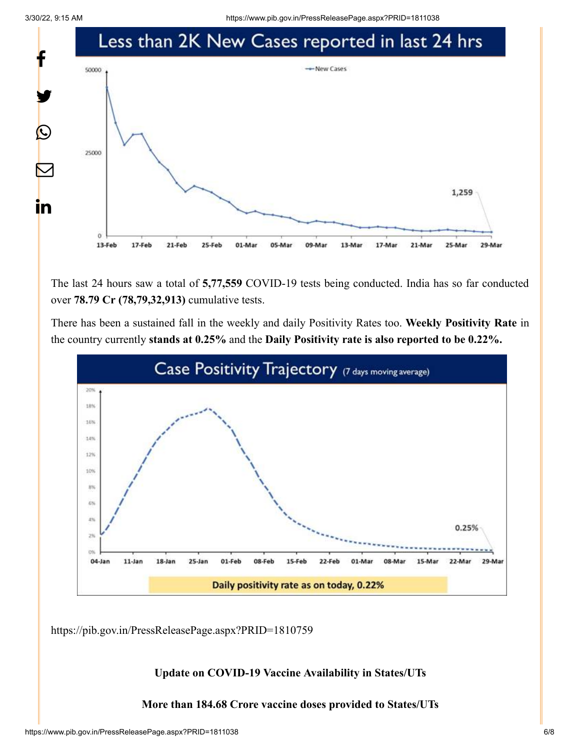## Less than 2K New Cases reported in last 24 hrs

The last 24 hours saw a total of **5,77,559** COVID-19 tests being conducted. India has so far conducted over **78.79 Cr (78,79,32,913)** cumulative tests.

There has been a sustained fall in the weekly and daily Positivity Rates too. **Weekly Positivity Rate** in the country currently **stands at 0.25%** and the **Daily Positivity rate is also reported to be 0.22%.**

## Case Positivity Trajectory (7 days moving average)

Daily positivity rate as on today, 0.22%

https://pib.gov.in/PressReleasePage.aspx?PRID=1810759

**Update on COVID-19 Vaccine Availability in States/UTs**

**More than 184.68 Crore vaccine doses provided to States/UTs**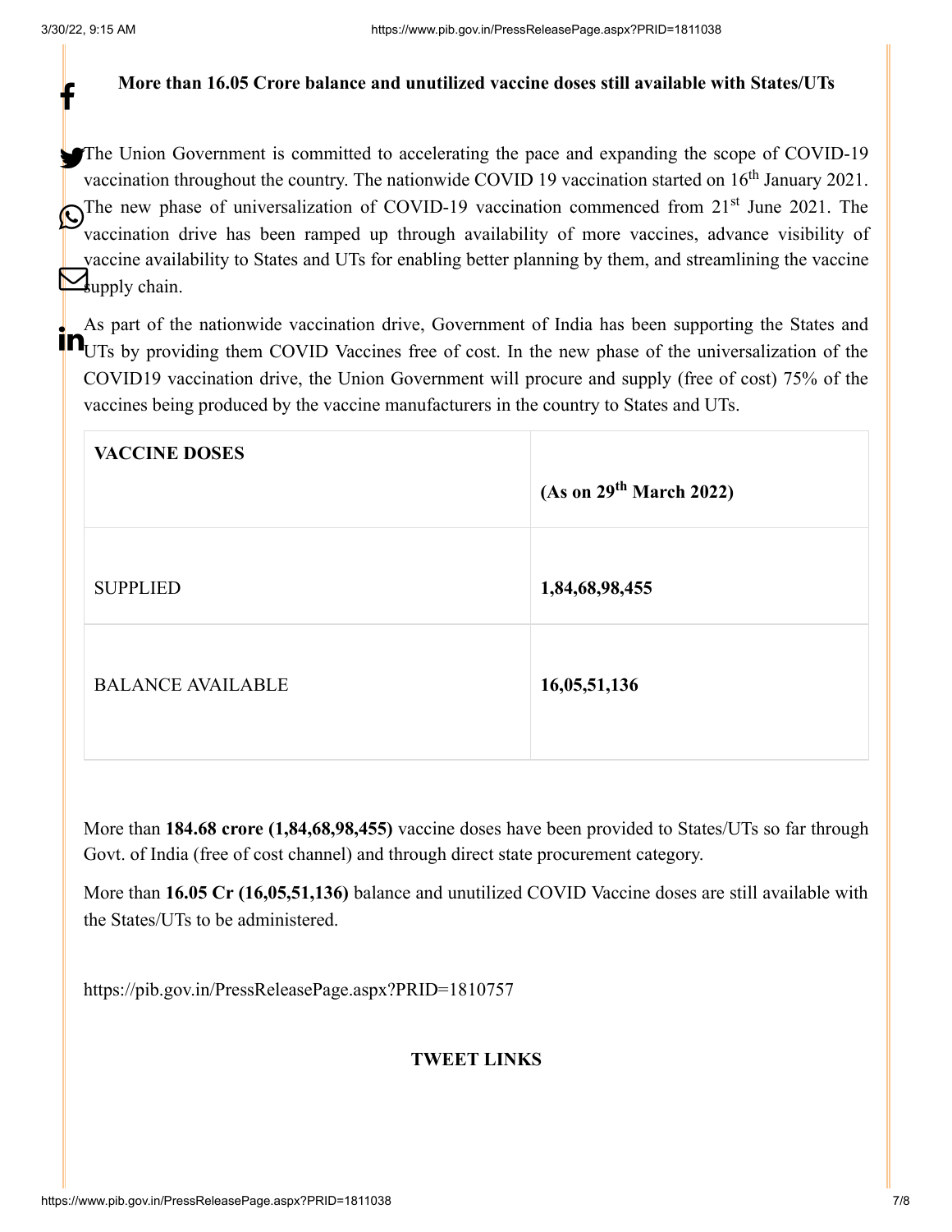**More than 16.05 Crore balance and unutilized vaccine doses still available with States/UTs**

The Union Government is committed to accelerating the pace and expanding the scope of COVID-19 vaccination throughout the country. The nationwide COVID 19 vaccination started on 16th January 2021. The new phase of universalization of COVID-19 vaccination commenced from 21st June 2021. The vaccination drive has been ramped up through availability of more vaccines, advance visibility of vaccine availability to States and UTs for enabling better planning by them, and streamlining the vaccine supply chain.

As part of the nationwide vaccination drive, Government of India has been supporting the States and UTs by providing them COVID Vaccines free of cost. In the new phase of the universalization of the COVID19 vaccination drive, the Union Government will procure and supply (free of cost) 75% of the vaccines being produced by the vaccine manufacturers in the country to States and UTs.

| **VACCINE DOSES** | **(As on 29th March 2022)** |
|---|---|
| SUPPLIED | **1,84,68,98,455** |
| BALANCE AVAILABLE | **16,05,51,136** |

More than **184.68 crore (1,84,68,98,455)** vaccine doses have been provided to States/UTs so far through Govt. of India (free of cost channel) and through direct state procurement category.

More than **16.05 Cr (16,05,51,136)** balance and unutilized COVID Vaccine doses are still available with the States/UTs to be administered.

https://pib.gov.in/PressReleasePage.aspx?PRID=1810757

**TWEET LINKS**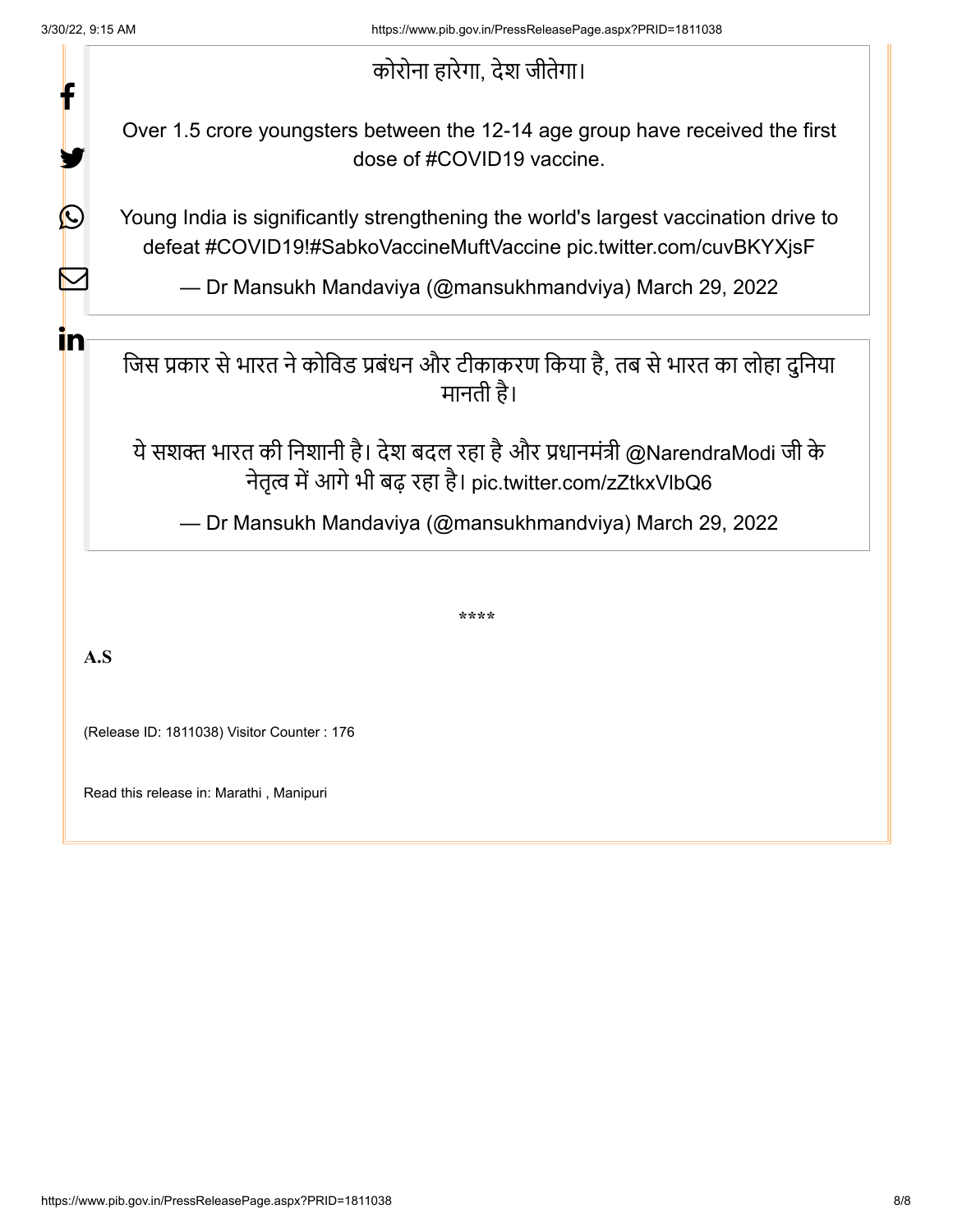कोरोना हारेगा, देश जीतेगा।

Over 1.5 crore youngsters between the 12-14 age group have received the first dose of #COVID19 vaccine.

Young India is significantly strengthening the world's largest vaccination drive to defeat #COVID19!#SabkoVaccineMuftVaccine pic.twitter.com/cuvBKYXjsF

— Dr Mansukh Mandaviya (@mansukhmandviya) March 29, 2022

जिस प्रकार से भारत ने कोविड प्रबंधन और टीकाकरण किया है, तब से भारत का लोहा दुनिया मानती है।

ये सशक्त भारत की निशानी है। देश बदल रहा है और प्रधानमंत्री @NarendraModi जी के नेतृत्व में आगे भी बढ़ रहा है। pic.twitter.com/zZtkxVIbQ6

— Dr Mansukh Mandaviya (@mansukhmandviya) March 29, 2022

****

**A.S**

(Release ID: 1811038) Visitor Counter : 176

Read this release in: Marathi , Manipuri